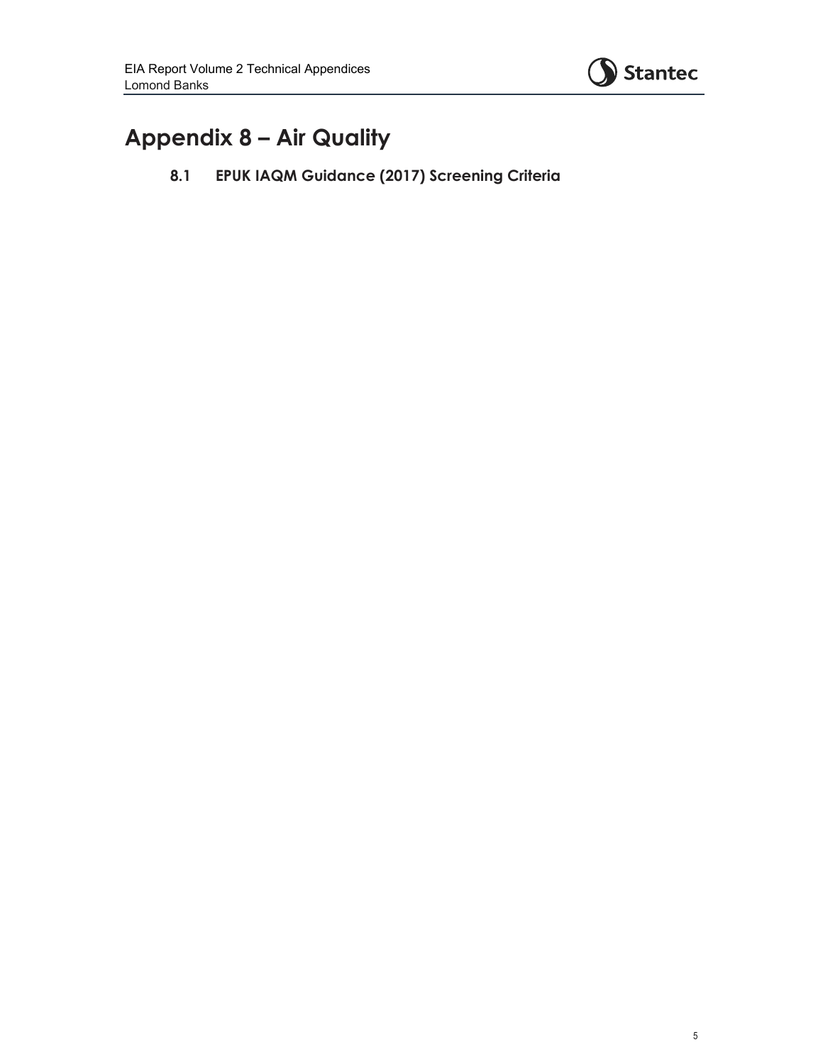# Appendix 8 – Air Quality

## 8.1 EPUK IAQM Guidance (2017) Screening Criteria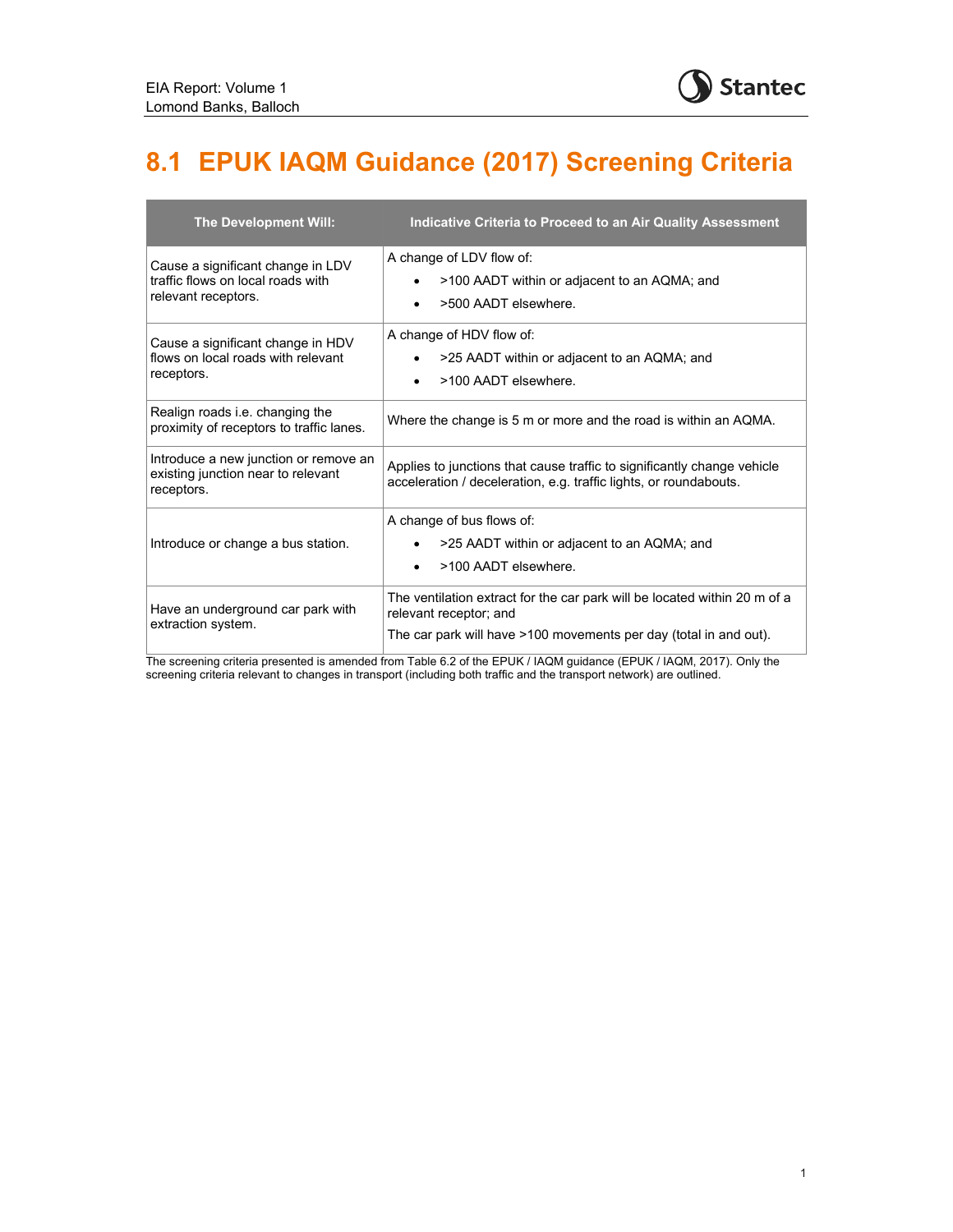## 8.1 EPUK IAQM Guidance (2017) Screening Criteria

| The Development Will: | Indicative Criteria to Proceed to an Air Quality Assessment |
|---|---|
| Cause a significant change in LDV traffic flows on local roads with relevant receptors. | A change of LDV flow of:<br>• >100 AADT within or adjacent to an AQMA; and<br>• >500 AADT elsewhere. |
| Cause a significant change in HDV flows on local roads with relevant receptors. | A change of HDV flow of:<br>• >25 AADT within or adjacent to an AQMA; and<br>• >100 AADT elsewhere. |
| Realign roads i.e. changing the proximity of receptors to traffic lanes. | Where the change is 5 m or more and the road is within an AQMA. |
| Introduce a new junction or remove an existing junction near to relevant receptors. | Applies to junctions that cause traffic to significantly change vehicle acceleration / deceleration, e.g. traffic lights, or roundabouts. |
| Introduce or change a bus station. | A change of bus flows of:<br>• >25 AADT within or adjacent to an AQMA; and<br>• >100 AADT elsewhere. |
| Have an underground car park with extraction system. | The ventilation extract for the car park will be located within 20 m of a relevant receptor; and<br>The car park will have >100 movements per day (total in and out). |

The screening criteria presented is amended from Table 6.2 of the EPUK / IAQM guidance (EPUK / IAQM, 2017). Only the screening criteria relevant to changes in transport (including both traffic and the transport network) are outlined.